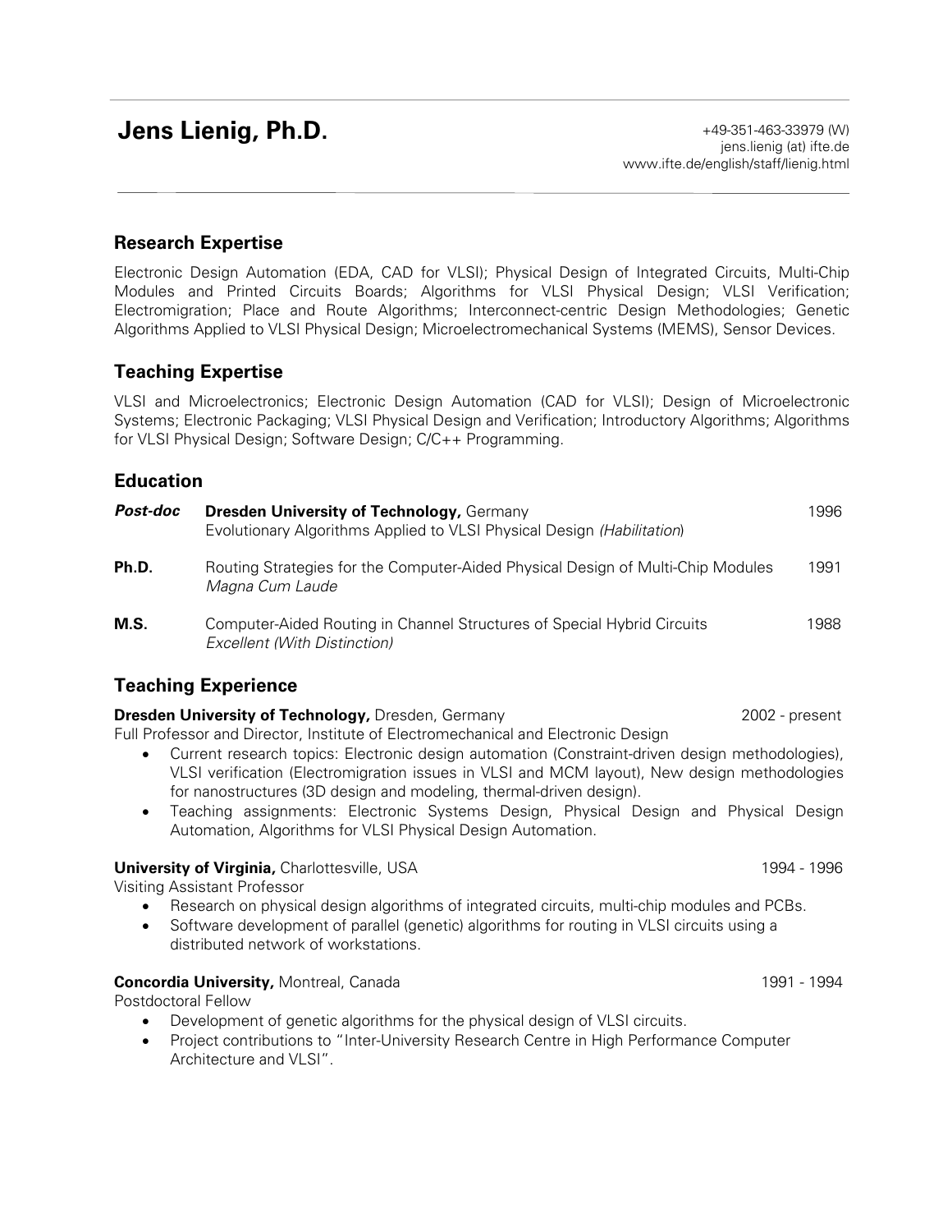# Jens Lienig, Ph.D.

+49-351-463-33979 (W)
jens.lienig (at) ifte.de
www.ifte.de/english/staff/lienig.html

## Research Expertise

Electronic Design Automation (EDA, CAD for VLSI); Physical Design of Integrated Circuits, Multi-Chip Modules and Printed Circuits Boards; Algorithms for VLSI Physical Design; VLSI Verification; Electromigration; Place and Route Algorithms; Interconnect-centric Design Methodologies; Genetic Algorithms Applied to VLSI Physical Design; Microelectromechanical Systems (MEMS), Sensor Devices.

## Teaching Expertise

VLSI and Microelectronics; Electronic Design Automation (CAD for VLSI); Design of Microelectronic Systems; Electronic Packaging; VLSI Physical Design and Verification; Introductory Algorithms; Algorithms for VLSI Physical Design; Software Design; C/C++ Programming.

## Education

***Post-doc*** **Dresden University of Technology,** Germany — 1996
Evolutionary Algorithms Applied to VLSI Physical Design *(Habilitation)*

**Ph.D.** Routing Strategies for the Computer-Aided Physical Design of Multi-Chip Modules — 1991
*Magna Cum Laude*

**M.S.** Computer-Aided Routing in Channel Structures of Special Hybrid Circuits — 1988
*Excellent (With Distinction)*

## Teaching Experience

**Dresden University of Technology,** Dresden, Germany — 2002 - present
Full Professor and Director, Institute of Electromechanical and Electronic Design

- Current research topics: Electronic design automation (Constraint-driven design methodologies), VLSI verification (Electromigration issues in VLSI and MCM layout), New design methodologies for nanostructures (3D design and modeling, thermal-driven design).
- Teaching assignments: Electronic Systems Design, Physical Design and Physical Design Automation, Algorithms for VLSI Physical Design Automation.

**University of Virginia,** Charlottesville, USA — 1994 - 1996
Visiting Assistant Professor

- Research on physical design algorithms of integrated circuits, multi-chip modules and PCBs.
- Software development of parallel (genetic) algorithms for routing in VLSI circuits using a distributed network of workstations.

**Concordia University,** Montreal, Canada — 1991 - 1994
Postdoctoral Fellow

- Development of genetic algorithms for the physical design of VLSI circuits.
- Project contributions to "Inter-University Research Centre in High Performance Computer Architecture and VLSI".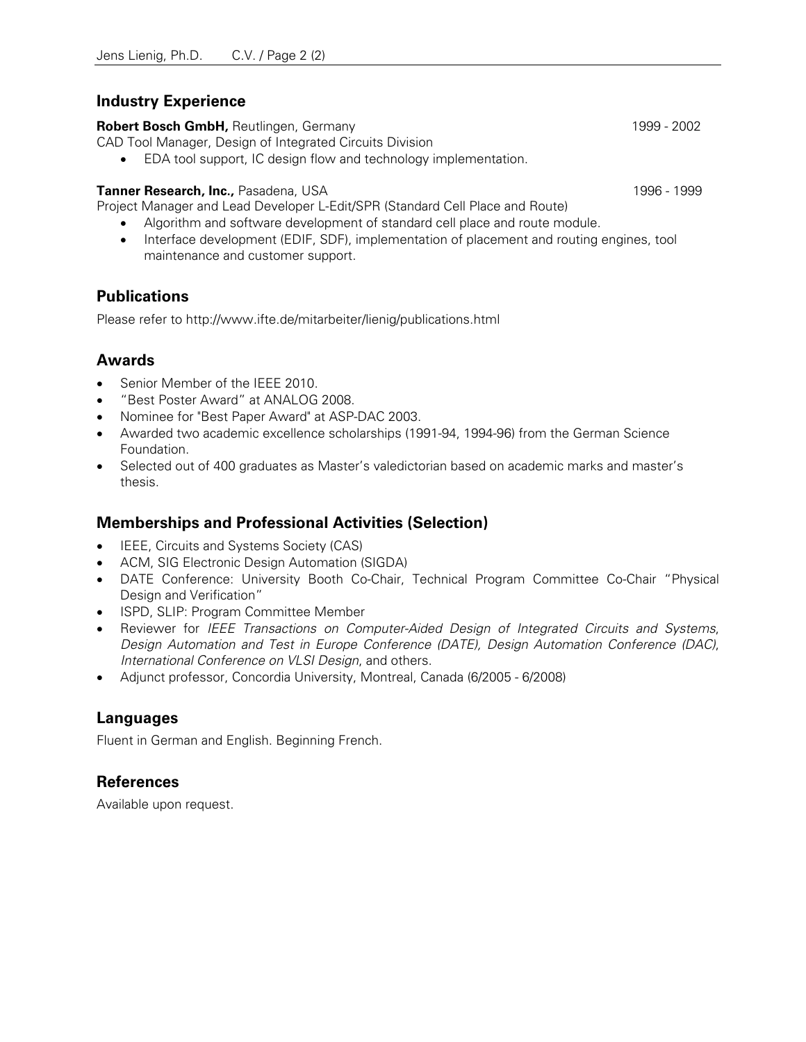## Industry Experience

**Robert Bosch GmbH,** Reutlingen, Germany 1999 - 2002

CAD Tool Manager, Design of Integrated Circuits Division

- EDA tool support, IC design flow and technology implementation.

**Tanner Research, Inc.,** Pasadena, USA 1996 - 1999

Project Manager and Lead Developer L-Edit/SPR (Standard Cell Place and Route)

- Algorithm and software development of standard cell place and route module.
- Interface development (EDIF, SDF), implementation of placement and routing engines, tool maintenance and customer support.

## Publications

Please refer to http://www.ifte.de/mitarbeiter/lienig/publications.html

## Awards

- Senior Member of the IEEE 2010.
- "Best Poster Award" at ANALOG 2008.
- Nominee for "Best Paper Award" at ASP-DAC 2003.
- Awarded two academic excellence scholarships (1991-94, 1994-96) from the German Science Foundation.
- Selected out of 400 graduates as Master's valedictorian based on academic marks and master's thesis.

## Memberships and Professional Activities (Selection)

- IEEE, Circuits and Systems Society (CAS)
- ACM, SIG Electronic Design Automation (SIGDA)
- DATE Conference: University Booth Co-Chair, Technical Program Committee Co-Chair "Physical Design and Verification"
- ISPD, SLIP: Program Committee Member
- Reviewer for *IEEE Transactions on Computer-Aided Design of Integrated Circuits and Systems*, *Design Automation and Test in Europe Conference (DATE)*, *Design Automation Conference (DAC)*, *International Conference on VLSI Design*, and others.
- Adjunct professor, Concordia University, Montreal, Canada (6/2005 - 6/2008)

## Languages

Fluent in German and English. Beginning French.

## References

Available upon request.